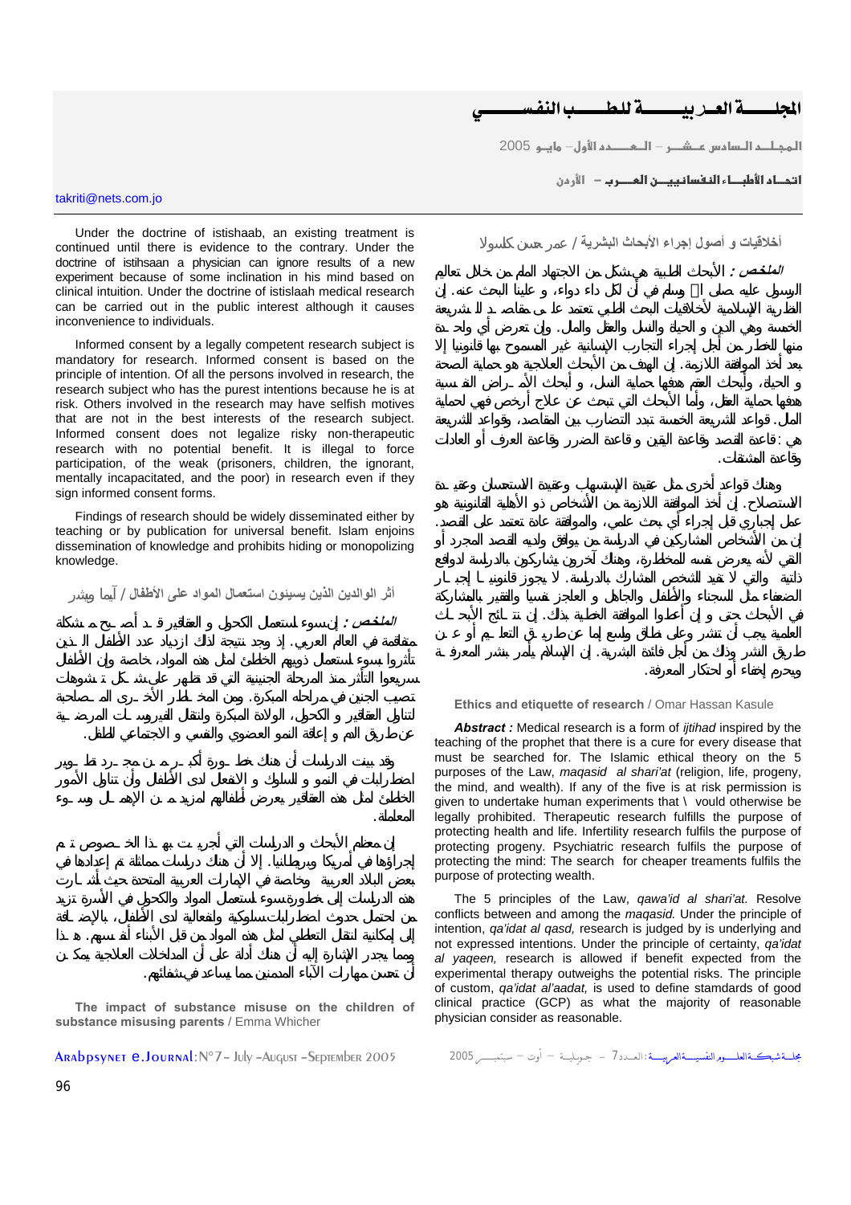takriti@nets.com.jo

Under the doctrine of istishaab, an existing treatment is continued until there is evidence to the contrary. Under the doctrine of istihsaan a physician can ignore results of a new experiment because of some inclination in his mind based on clinical intuition. Under the doctrine of istislaah medical research can be carried out in the public interest although it causes inconvenience to individuals.

Informed consent by a legally competent research subject is mandatory for research. Informed consent is based on the principle of intention. Of all the persons involved in research, the research subject who has the purest intentions because he is at risk. Others involved in the research may have selfish motives that are not in the best interests of the research subject. Informed consent does not legalize risky non-therapeutic research with no potential benefit. It is illegal to force participation, of the weak (prisoners, children, the ignorant, mentally incapacitated, and the poor) in research even if they sign informed consent forms.

Findings of research should be widely disseminated either by teaching or by publication for universal benefit. Islam enjoins dissemination of knowledge and prohibits hiding or monopolizing knowledge.

### أثر الوالدين الذين يسيئون استعمال المواد على الأطفال / آيما ويشر

*الملخص :* إن سوء استعمال الكحول و العقاقير قد أصبح مشكلة متفاقمة في العالم العربي. إذ وجد نتيجة لذلك ازدياد عدد الأطفال الذين تأثروا بسوء استعمال ذويهم الخاطئ لمثل هذه المواد، خاصة وأن الأطفال يسرعوا التأثر منذ المرحلة الجنينية التي قد تظهر على شكل تشوهات تصيب الجنين في مراحله المبكرة. ومن المخاطر الأخرى المصاحبة لتناول العقاقير و الكحول، الولادة المبكرة وانتقال الفيروسات المرضية عن طريق الأم و إعاقة النمو العضوي والنفسي و الاجتماعي للطفل.

وقد بينت الدراسات أن هناك خطورة أكبر من مجرد تطوير اضطرابات في النمو و السلوك و الانفعال لدى الأطفال وأن تناول الأمور الخاطئ لمثل هذه العقاقير يعرض أطفالهم لمزيد من الإهمال وسوء المعاملة.

إن معظم الأبحاث و الدراسات التي أجريت بهذا الخصوص تم إجراؤها في أمريكا وبريطانيا. إلا أن هناك دراسات مماثلة تم إعدادها في بعض البلاد العربية وخاصة في الإمارات العربية المتحدة حيث أشارت هذه الدراسات إلى خطورة سوء استعمال المواد والكحول في الأسرة تزيد من احتمال حدوث اضطرابات سلوكية وانفعالية لدى الأطفال، بالإضافة إلى إمكانية انتقال التعاطي لمثل هذه المواد من قبل الأبناء أنفسهم. هذا ومما يجدر الإشارة إليه أن هناك أدلة على أن من المداخلات العلاجية يمكن أن تحسن مهارات الآباء المدمنين مما يساعد في شفائهم.

**The impact of substance misuse on the children of substance misusing parents** / Emma Whicher

### أخلاقيات و أصول إجراء الأبحاث البشرية / عمر حسن كسولا

*الملخص :* الأبحاث الطبية هي شكل من الاجتهاد الملهم من خلال تعاليم الرسول عليه صلى الله وسلم في أن لكل داء دواء، و علينا البحث عنه. إن النظرية الإسلامية لأخلاقيات البحث الطبي تعتمد على مقاصد الشريعة الخمسة وهي الدين و الحياة والنسل والعقل والمال. وإن تعرض أي واحدة منها للخطر من أجل إجراء التجارب الإنسانية غير المسموح بها قانونيا إلا بعد أخذ الموافقة اللازمة. إن الهدف من الأبحاث العلاجية هو حماية الصحة و الحياة، وأبحاث العقم هدفها حماية النسل، و أبحاث الأمراض النفسية هدفها حماية العقل، وأما الأبحاث التي تبحث عن علاج أرخص فهي لحماية المال. قواعد الشريعة الخمسة تبدد التضارب بين المقاصد، وقواعد الشريعة هي: قاعدة القصد وقاعدة اليقين و قاعدة الضرر وقاعدة العرف أو العادات وقاعدة المشقات.

وهناك قواعد أخرى مثل عقيدة الإستصحاب وعقيدة الاستحسان وعقيدة الاستصلاح. إن أخذ الموافقة اللازمة من الأشخاص ذو الأهلية القانونية هو عمل إجباري قبل إجراء أي بحث علمي، والموافقة عادة تعتمد على القصد. إن من الأشخاص المشاركين في الدراسة من يوافق ولديه القصد المجرد أو النقي لأنه يعرض نفسه للمخاطرة، وهناك آخرون يشاركون بالدراسة لدوافع ذاتية والتي لا تفيد الشخص المشارك بالدراسة. لا يجوز قانونيا إجبار الضعفاء مثل السجناء والأطفال والجاهل و العاجز نفسيا والفقير بالمشاركة في الأبحاث حتى و إن أعطوا الموافقة الخطية بذلك. إن نتائج الأبحاث العلمية يجب أن تنشر وعلى نطاق واسع إما عن طريق التعليم أو عن طريق النشر وذلك من أجل فائدة البشرية. إن الإسلام يأمر بنشر المعرفة ويحرم إخفاء أو احتكار المعرفة.

**Ethics and etiquette of research** / Omar Hassan Kasule

***Abstract :*** Medical research is a form of *ijtihad* inspired by the teaching of the prophet that there is a cure for every disease that must be searched for. The Islamic ethical theory on the 5 purposes of the Law, *maqasid al shari'at* (religion, life, progeny, the mind, and wealth). If any of the five is at risk permission is given to undertake human experiments that \ vould otherwise be legally prohibited. Therapeutic research fulfils the purpose of protecting health and life. Infertility research fulfils the purpose of protecting progeny. Psychiatric research fulfils the purpose of protecting the mind: The search for cheaper treatments fulfils the purpose of protecting wealth.

The 5 principles of the Law, *qawa'id al shari'at.* Resolve conflicts between and among the *maqasid.* Under the principle of intention, *qa'idat al qasd,* research is judged by is underlying and not expressed intentions. Under the principle of certainty, *qa'idat al yaqeen,* research is allowed if benefit expected from the experimental therapy outweighs the potential risks. The principle of custom, *qa'idat al'aadat,* is used to define standards of good clinical practice (GCP) as what the majority of reasonable physician consider as reasonable.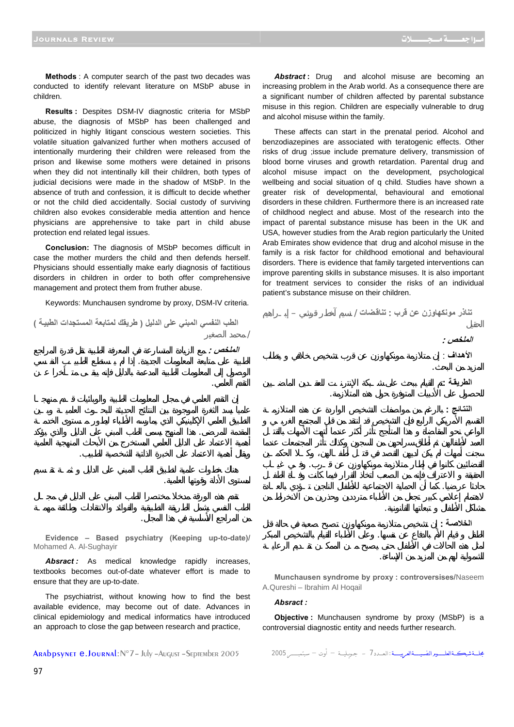**Methods** : A computer search of the past two decades was conducted to identify relevant literature on MSbP abuse in children.

**Results :** Despites DSM-IV diagnostic criteria for MSbP abuse, the diagnosis of MSbP has been challenged and politicized in highly litigant conscious western societies. This volatile situation galvanized further when mothers accused of intentionally murdering their children were released from the prison and likewise some mothers were detained in prisons when they did not intentionally kill their children, both types of judicial decisions were made in the shadow of MSbP. In the absence of truth and confession, it is difficult to decide whether or not the child died accidentally. Social custody of surviving children also evokes considerable media attention and hence physicians are apprehensive to take part in child abuse protection end related legal issues.

**Conclusion:** The diagnosis of MSbP becomes difficult in case the mother murders the child and then defends herself. Physicians should essentially make early diagnosis of factitious disorders in children in order to both offer comprehensive management and protect them from fruther abuse.

Keywords: Munchausen syndrome by proxy, DSM-IV criteria.

**الطب النفسي المبني على الدليل ( طريقك لمتابعة المستجدات الطبية )** /محمد الصغير

*الملخص :* مع الزيادة المتسارعة في المعرفة الطبية تقل قدرة المراجع الطبية على متابعة المعلومات الجديدة. إذا لم يستطع الطبيب النفسي الوصول إلى المعلومات الطبية المدعمة بالدليل فإنه يبقى متأخرا عن التقدم العلمي.

إن التقدم العلمي في مجال المعلومات الطبية والوبائيات قدم منهجا علميا يسد الثغرة الموجودة بين النتائج الحديثة للبحوث العلمية وبين التطبيق العلمي الإكلينيكي الذي يمارسه الأطباء ليطور مستوى الخدمة المقدمة للمرضى. هذا المنهج يسمى الطب المبني على الدليل والذي يؤكد أهمية الاعتماد على الدليل العلمي المستخرج من الأبحاث المنهجية العلمية ويقلل أهمية الاعتماد على الخبرة الذاتية الشخصية للطبيب.

هناك خطوات علمية لتطبيق الطب المبني على الدليل وثمة تقسيم لمستوى الأدلة وقوتها العلمية.

تقدم هذه الورقة مدخلا مختصرا للطب المبني على الدليل في مجال الطب النفسي يشمل الطريقة التطبيقية والفوائد والانتقادات وطائفة مهمة من المراجع الأساسية في هذا المجال.

**Evidence – Based psychiatry (Keeping up-to-date)/** Mohamed A. Al-Sughayir

***Absract :*** As medical knowledge rapidly increases, textbooks becomes out-of-date whatever effort is made to ensure that they are up-to-date.

The psychiatrist, without knowing how to find the best available evidence, may become out of date. Advances in clinical epidemiology and medical informatics have introduced an approach to close the gap between research and practice,

***Abstract :*** Drug and alcohol misuse are becoming an increasing problem in the Arab world. As a consequence there are a significant number of children affected by parental substance misuse in this region. Children are especially vulnerable to drug and alcohol misuse within the family.

These affects can start in the prenatal period. Alcohol and benzodiazepines are associated with teratogenic effects. Other risks of drug ;issue include premature delivery, transmission of blood borne viruses and growth retardation. Parental drug and alcohol misuse impact on the development, psychological wellbeing and social situation of q child. Studies have shown a greater risk of developmental, behavioural and emotional disorders in these children. Furthermore there is an increased rate of childhood neglect and abuse. Most of the research into the impact of parental substance misuse has been in the UK and USA, however studies from the Arab region particularly the United Arab Emirates show evidence that drug and alcohol misuse in the family is a risk factor for childhood emotional and behavioural disorders. There is evidence that family targeted interventions can improve parenting skills in substance misuses. It is also important for treatment services to consider the risks of an individual patient's substance misuse on their children.

**تناذر مونكهاوزن عن قرب : تناقضات** / نسيم أخطر قريشي – إبراهيم الحقيل

***الملخص :***

**الأهداف** : إن متلازمة مونكهاوزن عن قرب تشخيص خلافي و يتطلب المزيد من البحث.

**الطريقة**: تم القيام ببحث على شبكة الإنترنت للعقدين الماضيين للحصول على الأدبيات المتوفرة حول هذه المتلازمة.

**النتائج :** بالرغم من مواصفات التشخيص الواردة عن هذه المتلازمة في التقسيم الأمريكي الرابع فإن التشخيص قد انتقد من قبل المجتمع الغربي و الواعي نحو المقاضاة و هذا المتأجج تأثر أكثر عندما أتهمت الأمهات بالقتل العمد لأطفالهن ثم أطلق سراحهن من السجون وكذلك تأثر المجتمعات عندما سجنت أمهات لم يكن لديهن القصد في قتل أطفالهن، وكلا الحكمين القضائيين كانوا في إطار متلازمة مونكهاوزن عن قرب. وفي غياب الحقيقة و الاعتراف فإنه من الصعب اتخاذ القرار فيما كانت وفاة الطفل حادثا عرضيا. كما أن الحماية الاجتماعية للأطفال الناجين تؤدي بالعادة لاهتمام إعلامي كبير تجعل من الأطباء مترددين وحذرين من الانخراط من مشاكل الأطفال و تبعاتها القانونية.

**الخلاصة :** إن تشخيص متلازمة مونكهاوزن تصبح صعبة في حالة قتل الطفل و قيام الأم بالدفاع عن نفسها. وعلى الأطباء القيام بالتشخيص المبكر لمثل هذه الحالات في الأطفال حتى يصبح من الممكن تقديم الرعاية الشمولية لهم من المزيد من الإساءة.

**Munchausen syndrome by proxy : controversises/**Naseem A.Qureshi – Ibrahim Al Hoqail

***Absract :***

**Objective :** Munchausen syndrome by proxy (MSbP) is a controversial diagnostic entity and needs further research.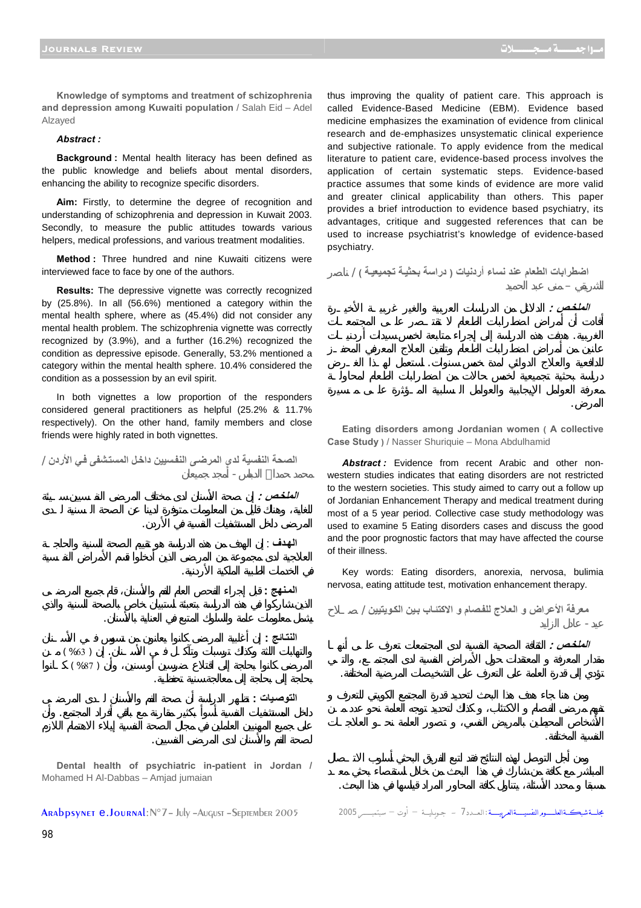**Knowledge of symptoms and treatment of schizophrenia and depression among Kuwaiti population** / Salah Eid – Adel Alzayed

***Abstract :***

**Background :** Mental health literacy has been defined as the public knowledge and beliefs about mental disorders, enhancing the ability to recognize specific disorders.

**Aim:** Firstly, to determine the degree of recognition and understanding of schizophrenia and depression in Kuwait 2003. Secondly, to measure the public attitudes towards various helpers, medical professions, and various treatment modalities.

**Method :** Three hundred and nine Kuwaiti citizens were interviewed face to face by one of the authors.

**Results:** The depressive vignette was correctly recognized by (25.8%). In all (56.6%) mentioned a category within the mental health sphere, where as (45.4%) did not consider any mental health problem. The schizophrenia vignette was correctly recognized by (3.9%), and a further (16.2%) recognized the condition as depressive episode. Generally, 53.2% mentioned a category within the mental health sphere. 10.4% considered the condition as a possession by an evil spirit.

In both vignettes a low proportion of the responders considered general practitioners as helpful (25.2% & 11.7% respectively). On the other hand, family members and close friends were highly rated in both vignettes.

**الصحة النفسية لدى المرضى النفسيين داخل المستشفى في الأردن** / محمد حمدان الدباس - أمجد جميعان

***الملخص :*** إن صحة الأسنان لدى مختلف المرضى النفسيين سيئة للغاية، وهناك قليل من المعلومات متوفرة لدينا عن الصحة السنية لدى المرضى داخل المستشفيات النفسية في الأردن.

**الهدف :** إن الهدف من هذه الدراسة هو تقييم الصحة السنية والحاجة العلاجية لدى مجموعة من المرضى الذين أدخلوا قسم الأمراض النفسية في الخدمات الطبية الملكية الأردنية.

**المنهج :** قبل إجراء الفحص العام للفم والأسنان، قام جميع المرضى الذين شاركوا في هذه الدراسة بتعبئة استبيان خاص بالصحة السنية والذي يشمل معلومات عامة والسلوك المتبع في العناية بالأسنان.

**النتائج :** إن أغلبية المرضى كانوا يعانون من تسوس في الأسنان والتهابات اللثة وكذلك ترسبات وتآكل في الأسنان. إن (63%) من المرضى كانوا بحاجة إلى اقتلاع ضرسين أو سنين، وأن (87%) كانوا بحاجة إلى معالجة سنية تحفظية.

**التوصيات :** تظهر الدراسة أن صحة الفم والأسنان لدى المرضى داخل المستشفيات النفسية أسوأ بكثير مقارنة مع باقي أفراد المجتمع. وأن على جميع المهنيين العاملين في مجال الصحة النفسية إيلاء الاهتمام اللازم لصحة الفم والأسنان لدى المرضى النفسيين.

**Dental health of psychiatric in-patient in Jordan** / Mohamed H Al-Dabbas – Amjad jumaian

thus improving the quality of patient care. This approach is called Evidence-Based Medicine (EBM). Evidence based medicine emphasizes the examination of evidence from clinical research and de-emphasizes unsystematic clinical experience and subjective rationale. To apply evidence from the medical literature to patient care, evidence-based process involves the application of certain systematic steps. Evidence-based practice assumes that some kinds of evidence are more valid and greater clinical applicability than others. This paper provides a brief introduction to evidence based psychiatry, its advantages, critique and suggested references that can be used to increase psychiatrist's knowledge of evidence-based psychiatry.

**اضطرابات الطعام عند نساء أردنيات ( دراسة بحثية تجميعية )** / ناصر الشريقي – منى عبد الحميد

***الملخص :*** الدلائل من الدراسات العربية والغير غربية الأخيرة أفادت أن أمراض اضطرابات الطعام لا تقتصر على المجتمعات الغربية. هدفت هذه الدراسة إلى إجراء متابعة لخمس سيدات أردنيات عانين من أمراض اضطرابات الطعام وتلقين العلاج المعرفي المحفز للدافعية والعلاج الدوائي لمدة خمس سنوات. استعمل لهذا الغرض دراسة بحثية تجميعية لخمس حالات من اضطرابات الطعام لمحاولة معرفة العوامل الإيجابية والعوامل السلبية المؤثرة على مسيرة المرض.

**Eating disorders among Jordanian women ( A collective Case Study )** / Nasser Shuriquie – Mona Abdulhamid

***Abstract :*** Evidence from recent Arabic and other non-western studies indicates that eating disorders are not restricted to the western societies. This study aimed to carry out a follow up of Jordanian Enhancement Therapy and medical treatment during most of a 5 year period. Collective case study methodology was used to examine 5 Eating disorders cases and discuss the good and the poor prognostic factors that may have affected the course of their illness.

Key words: Eating disorders, anorexia, nervosa, bulimia nervosa, eating attitude test, motivation enhancement therapy.

**معرفة الأعراض و العلاج للفصام و الاكتئاب بين الكويتيين** / صلاح عيد - عادل الزايد

***الملخص :*** الثقافة الصحية النفسية لدى المجتمعات تعرف على أنها مقدار المعرفة و المعتقدات حول الأمراض النفسية لدى المجتمع، والتي تؤدي إلى قدرة العامة على التعرف على التشخيصات المرضية المختلفة.

ومن هنا جاء هدف هذا البحث لتحديد قدرة المجتمع الكويتي للتعرف و تفهم مرض الفصام و الاكتئاب، وكذلك لتحديد توجه العامة نحو عدد من الأشخاص المحيطين بالمريض النفسي، و تصور العامة نحو العلاجات النفسية المختلفة.

ومن أجل التوصل لهذه النتائج فقد اتبع الفريق البحثي أسلوب الاتصال المباشر مع كافة من شارك في هذا البحث من خلال استقصاء بحثي معد مسبقا ومحدد الأسئلة، يتناول كافة المحاور المراد قياسها في هذا البحث.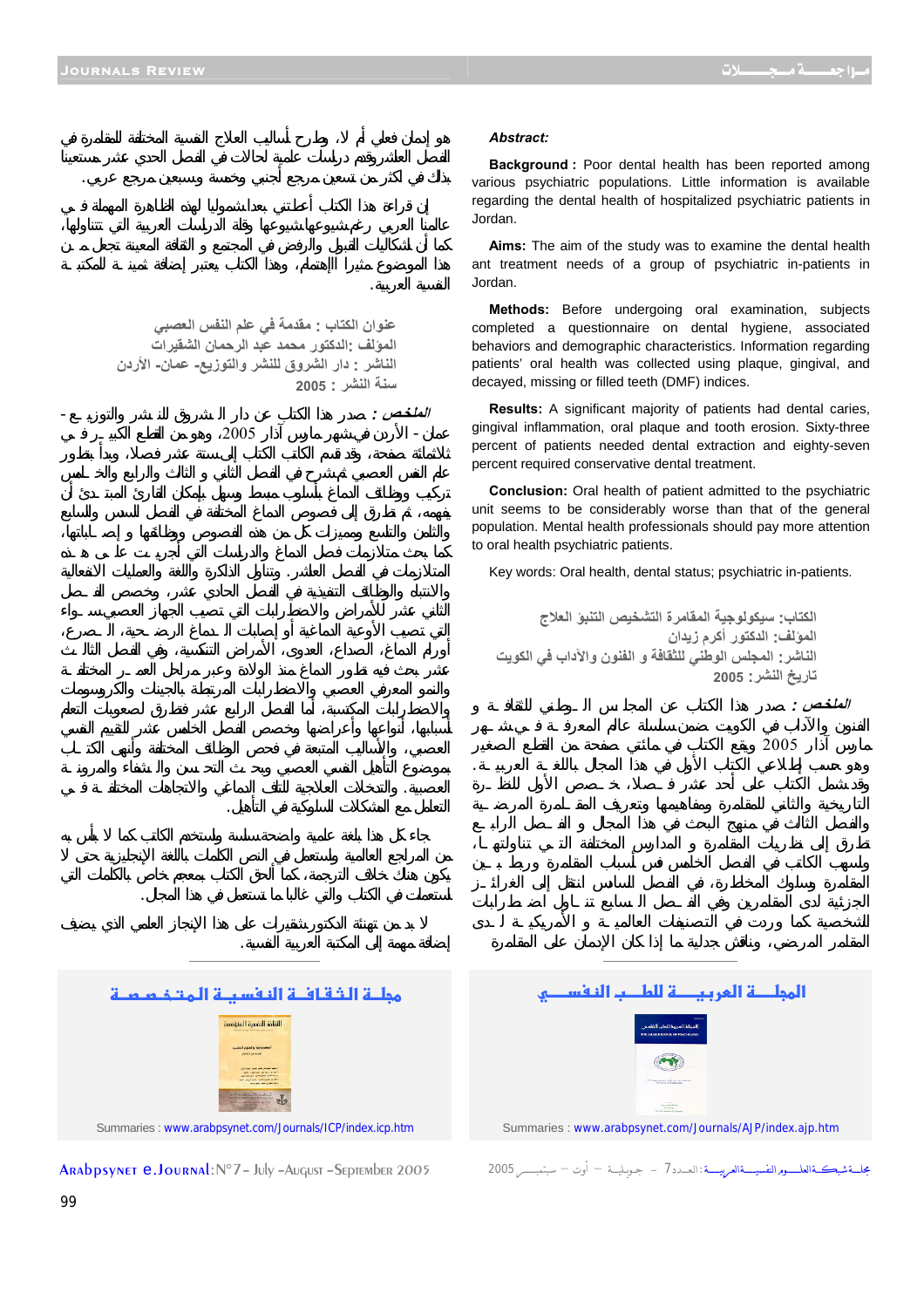**Abstract:**

**Background :** Poor dental health has been reported among various psychiatric populations. Little information is available regarding the dental health of hospitalized psychiatric patients in Jordan.

**Aims:** The aim of the study was to examine the dental health ant treatment needs of a group of psychiatric in-patients in Jordan.

**Methods:** Before undergoing oral examination, subjects completed a questionnaire on dental hygiene, associated behaviors and demographic characteristics. Information regarding patients' oral health was collected using plaque, gingival, and decayed, missing or filled teeth (DMF) indices.

**Results:** A significant majority of patients had dental caries, gingival inflammation, oral plaque and tooth erosion. Sixty-three percent of patients needed dental extraction and eighty-seven percent required conservative dental treatment.

**Conclusion:** Oral health of patient admitted to the psychiatric unit seems to be considerably worse than that of the general population. Mental health professionals should pay more attention to oral health psychiatric patients.

Key words: Oral health, dental status; psychiatric in-patients.

الكتاب: سيكولوجية المقامرة التشخيص التنبؤ العلاج
المؤلف: الدكتور أكرم زيدان
الناشر: المجلس الوطني للثقافة و الفنون والآداب في الكويت
تاريخ النشر: 2005

*الملخص :* صدر هذا الكتاب عن المجلس الوطني للثقافة والفنون والآداب في الكويت ضمن سلسلة عالم المعرفة في شهر مارس آذار 2005 ويقع الكتاب في مائتي صفحة من القطع الصغير وهو حسب إطلاعي الكتاب الأول في هذا المجال باللغة العربية. ويشتمل الكتاب على أحد عشر فصلا، خصص الأول للظاهرة التاريخية والثاني للمقامرة ومفاهيمها وتعريف المقامرة المرضية والفصل الثالث في منهج البحث في هذا المجال و الفصل الرابع تطرق إلى نظريات المقامرة و المدارس المختلفة التي تناولتها، ويسهب الكاتب في الفصل الخامس في أسباب المقامرة وربط بين المقامرة وسلوك المخاطرة، في الفصل السادس انتقل إلى الأعراض الجزئية لدى المقامرين وفي الفصل السابع تناول اضطرابات الشخصية كما وردت في التصنيفات العالمية والأمريكية لدى المقامر المرضي، وناقش جدلية ما إذا كان الإدمان على المقامرة هو إدمان فعلي أم لا، وطرح أساليب العلاج النفسية المختلفة للمقامرة في الفصل العاشر وقدم دراسات علمية لحالات في الفصل الحادي عشر مستعينا بذلك في أكثر من تسعين مرجع أجنبي وخمسة وسبعين مرجع عربي.

إن قراءة هذا الكتاب أعطتني بعدا شموليا لهذه الظاهرة المهملة في عالمنا العربي رغم شيوعها وشيوعها وقلة الدراسات العربية التي تتناولها، كما أن إشكاليات القبول والرفض في المجتمع و الثقافة المعنية تجعل من هذا الموضوع مثيرا للإهتمام، وهذا الكتاب يعتبر إضافة ثمينة للمكتبة النفسية العربية.

عنوان الكتاب : مقدمة في علم النفس العصبي
المؤلف :الدكتور محمد عبد الرحمان الشقيرات
الناشر : دار الشروق للنشر والتوزيع- عمان- الأردن
سنة النشر : 2005

*الملخص :* صدر هذا الكتاب عن دار الشروق للنشر والتوزيع - عمان - الأردن في شهر مارس آذار 2005، وهو من القطع الكبير في ثلاثمائة صفحة، وقد قسم الكاتب الكتاب إلى ستة عشر فصلا، وبدأ بتطور علم النفس العصبي ثم شرح في الفصل الثاني و الثالث والرابع والخامس تركيب ووظائف الدماغ بأسلوب بسيط وسهل بحيث يمكن للقارئ المبتدئ أن يفهمه، ثم تطرق إلى فصوص الدماغ المختلفة في الفصل السادس والسابع والثامن والتاسع ومميزات كل من هذه الفصوص ووظائفها و إصاباتها، كما بحث متلازمات فصل الدماغ والدراسات التي أجريت على هذه المتلازمات في الفصل العاشر. وتناول الذاكرة واللغة والعمليات الانفعالية والانتباه والوظائف التنفيذية في الفصل الحادي عشر، وخصص الفصل الثاني عشر للأمراض والاضطرابات التي تصيب الجهاز العصبي سواء التي تصيب الأوعية الدماغية أو إصابات الدماغ الرضية، الصرع، أورام الدماغ، الصداع، العدوى، الأمراض التنكسية، وفي الفصل الثالث عشر بحث فيه تطور الدماغ منذ الولادة وعبر مراحل العمر المختلفة والنمو المعرفي العصبي والاضطرابات المرتبطة بالجينات والكروموسومات والاضطرابات المكتسبة، أما الفصل الرابع عشر فتطرق لصعوبات التعلم أسبابها، أنواعها وأعراضها وخصص الفصل الخامس عشر للتقييم النفسي العصبي، والأساليب المتبعة في فحص الوظائف المختلفة وأنهى الكتاب بموضوع التأهيل النفسي العصبي وبحث التحسن والانشفاء والمرونة العصبية. والتدخلات العلاجية للتلف الدماغي والاتجاهات المختلفة في التعامل مع المشكلات السلوكية في التأهيل.

جاء كل هذا بلغة علمية واضحة وسلسة واستخدم الكاتب كما لا بأس به من المراجع العالمية واستعمل في النص الكلمات باللغة الإنجليزية حتى لا يكون هناك خلاف الترجمة، كما ألحق الكتاب بمعجم خاص بالكلمات التي استعملت في الكتاب والتي غالبا ما تستعمل في هذا المجال.

لا بد من تهنئة الدكتورشقيرات على هذا الإنجاز العلمي الذي يضيف إضافة مهمة إلى المكتبة العربية النفسية.

**المجلــــة العربيـــــة للطـــــب النفســــي**

Summaries : www.arabpsynet.com/Journals/AJP/index.ajp.htm

**مجلـة الثقـافـة النفسيـة المتخـصـصـة**

Summaries : www.arabpsynet.com/Journals/ICP/index.icp.htm